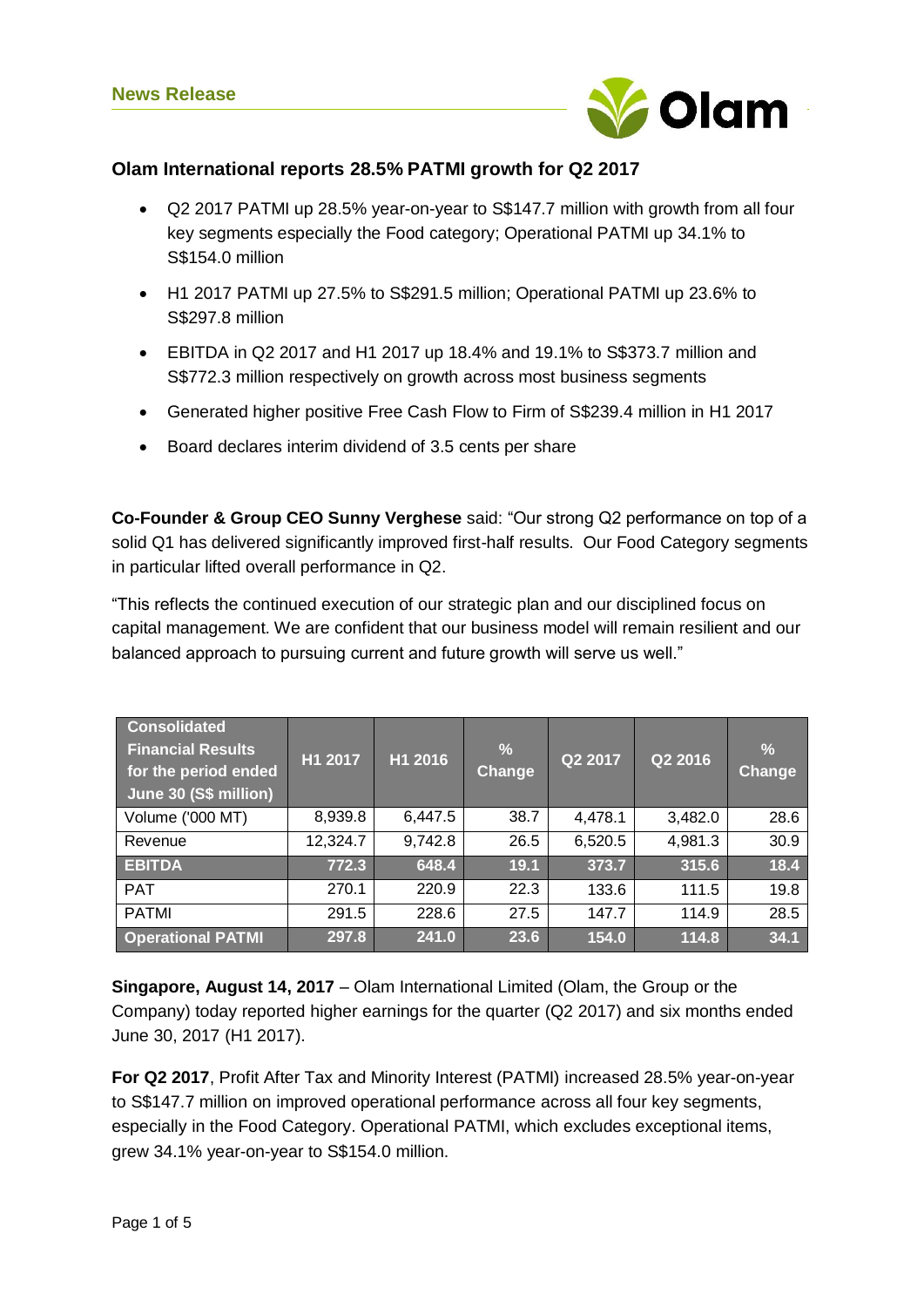**News Release**

## Olam International reports 28.5% PATMI growth for Q2 2017

- Q2 2017 PATMI up 28.5% year-on-year to S$147.7 million with growth from all four key segments especially the Food category; Operational PATMI up 34.1% to S$154.0 million
- H1 2017 PATMI up 27.5% to S$291.5 million; Operational PATMI up 23.6% to S$297.8 million
- EBITDA in Q2 2017 and H1 2017 up 18.4% and 19.1% to S$373.7 million and S$772.3 million respectively on growth across most business segments
- Generated higher positive Free Cash Flow to Firm of S$239.4 million in H1 2017
- Board declares interim dividend of 3.5 cents per share

**Co-Founder & Group CEO Sunny Verghese** said: "Our strong Q2 performance on top of a solid Q1 has delivered significantly improved first-half results. Our Food Category segments in particular lifted overall performance in Q2.

"This reflects the continued execution of our strategic plan and our disciplined focus on capital management. We are confident that our business model will remain resilient and our balanced approach to pursuing current and future growth will serve us well."

| Consolidated Financial Results for the period ended June 30 (S$ million) | H1 2017 | H1 2016 | % Change | Q2 2017 | Q2 2016 | % Change |
|---|---|---|---|---|---|---|
| Volume ('000 MT) | 8,939.8 | 6,447.5 | 38.7 | 4,478.1 | 3,482.0 | 28.6 |
| Revenue | 12,324.7 | 9,742.8 | 26.5 | 6,520.5 | 4,981.3 | 30.9 |
| **EBITDA** | **772.3** | **648.4** | **19.1** | **373.7** | **315.6** | **18.4** |
| PAT | 270.1 | 220.9 | 22.3 | 133.6 | 111.5 | 19.8 |
| PATMI | 291.5 | 228.6 | 27.5 | 147.7 | 114.9 | 28.5 |
| **Operational PATMI** | **297.8** | **241.0** | **23.6** | **154.0** | **114.8** | **34.1** |

**Singapore, August 14, 2017** – Olam International Limited (Olam, the Group or the Company) today reported higher earnings for the quarter (Q2 2017) and six months ended June 30, 2017 (H1 2017).

**For Q2 2017**, Profit After Tax and Minority Interest (PATMI) increased 28.5% year-on-year to S$147.7 million on improved operational performance across all four key segments, especially in the Food Category. Operational PATMI, which excludes exceptional items, grew 34.1% year-on-year to S$154.0 million.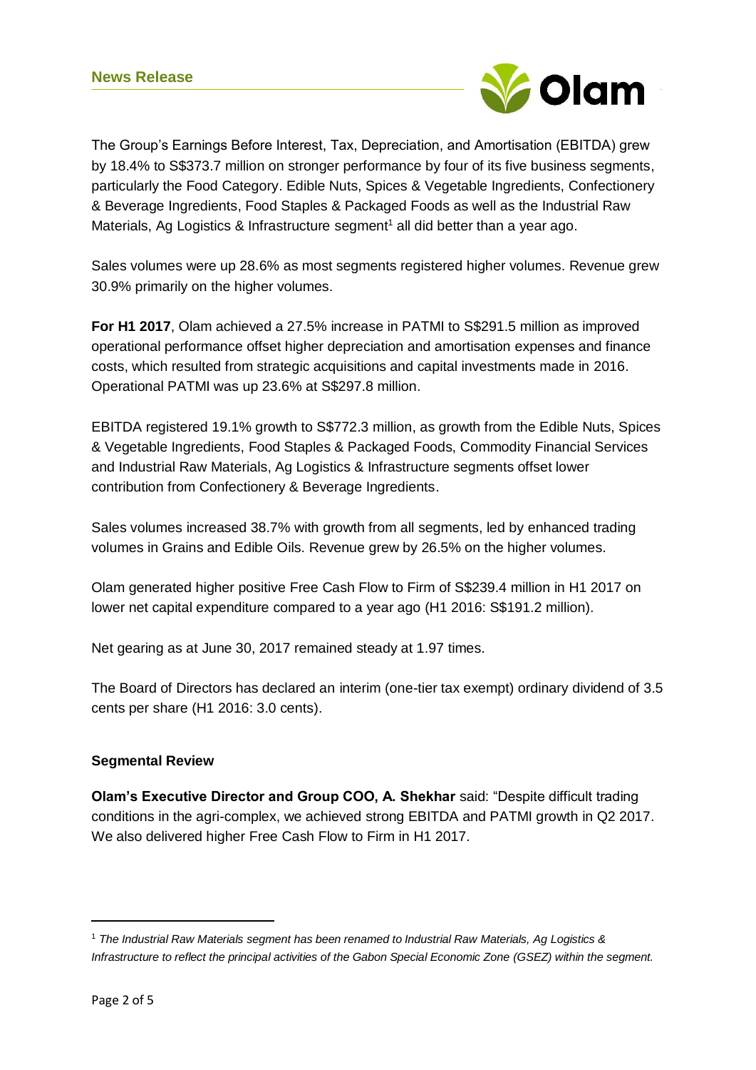The Group's Earnings Before Interest, Tax, Depreciation, and Amortisation (EBITDA) grew by 18.4% to S$373.7 million on stronger performance by four of its five business segments, particularly the Food Category. Edible Nuts, Spices & Vegetable Ingredients, Confectionery & Beverage Ingredients, Food Staples & Packaged Foods as well as the Industrial Raw Materials, Ag Logistics & Infrastructure segment[1] all did better than a year ago.

Sales volumes were up 28.6% as most segments registered higher volumes. Revenue grew 30.9% primarily on the higher volumes.

**For H1 2017**, Olam achieved a 27.5% increase in PATMI to S$291.5 million as improved operational performance offset higher depreciation and amortisation expenses and finance costs, which resulted from strategic acquisitions and capital investments made in 2016. Operational PATMI was up 23.6% at S$297.8 million.

EBITDA registered 19.1% growth to S$772.3 million, as growth from the Edible Nuts, Spices & Vegetable Ingredients, Food Staples & Packaged Foods, Commodity Financial Services and Industrial Raw Materials, Ag Logistics & Infrastructure segments offset lower contribution from Confectionery & Beverage Ingredients.

Sales volumes increased 38.7% with growth from all segments, led by enhanced trading volumes in Grains and Edible Oils. Revenue grew by 26.5% on the higher volumes.

Olam generated higher positive Free Cash Flow to Firm of S$239.4 million in H1 2017 on lower net capital expenditure compared to a year ago (H1 2016: S$191.2 million).

Net gearing as at June 30, 2017 remained steady at 1.97 times.

The Board of Directors has declared an interim (one-tier tax exempt) ordinary dividend of 3.5 cents per share (H1 2016: 3.0 cents).

## Segmental Review

**Olam's Executive Director and Group COO, A. Shekhar** said: "Despite difficult trading conditions in the agri-complex, we achieved strong EBITDA and PATMI growth in Q2 2017. We also delivered higher Free Cash Flow to Firm in H1 2017.

[1] *The Industrial Raw Materials segment has been renamed to Industrial Raw Materials, Ag Logistics & Infrastructure to reflect the principal activities of the Gabon Special Economic Zone (GSEZ) within the segment.*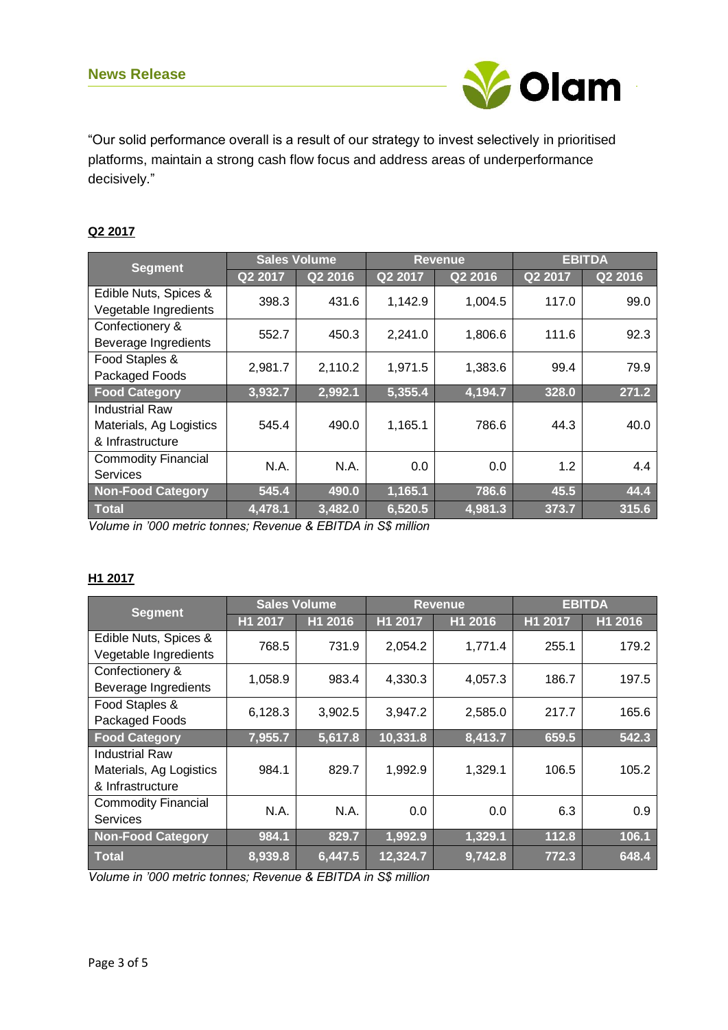"Our solid performance overall is a result of our strategy to invest selectively in prioritised platforms, maintain a strong cash flow focus and address areas of underperformance decisively."

**Q2 2017**

| Segment | Sales Volume | | Revenue | | EBITDA | |
|---|---|---|---|---|---|---|
| | Q2 2017 | Q2 2016 | Q2 2017 | Q2 2016 | Q2 2017 | Q2 2016 |
| Edible Nuts, Spices & Vegetable Ingredients | 398.3 | 431.6 | 1,142.9 | 1,004.5 | 117.0 | 99.0 |
| Confectionery & Beverage Ingredients | 552.7 | 450.3 | 2,241.0 | 1,806.6 | 111.6 | 92.3 |
| Food Staples & Packaged Foods | 2,981.7 | 2,110.2 | 1,971.5 | 1,383.6 | 99.4 | 79.9 |
| **Food Category** | **3,932.7** | **2,992.1** | **5,355.4** | **4,194.7** | **328.0** | **271.2** |
| Industrial Raw Materials, Ag Logistics & Infrastructure | 545.4 | 490.0 | 1,165.1 | 786.6 | 44.3 | 40.0 |
| Commodity Financial Services | N.A. | N.A. | 0.0 | 0.0 | 1.2 | 4.4 |
| **Non-Food Category** | **545.4** | **490.0** | **1,165.1** | **786.6** | **45.5** | **44.4** |
| **Total** | **4,478.1** | **3,482.0** | **6,520.5** | **4,981.3** | **373.7** | **315.6** |

*Volume in '000 metric tonnes; Revenue & EBITDA in S$ million*

**H1 2017**

| Segment | Sales Volume | | Revenue | | EBITDA | |
|---|---|---|---|---|---|---|
| | H1 2017 | H1 2016 | H1 2017 | H1 2016 | H1 2017 | H1 2016 |
| Edible Nuts, Spices & Vegetable Ingredients | 768.5 | 731.9 | 2,054.2 | 1,771.4 | 255.1 | 179.2 |
| Confectionery & Beverage Ingredients | 1,058.9 | 983.4 | 4,330.3 | 4,057.3 | 186.7 | 197.5 |
| Food Staples & Packaged Foods | 6,128.3 | 3,902.5 | 3,947.2 | 2,585.0 | 217.7 | 165.6 |
| **Food Category** | **7,955.7** | **5,617.8** | **10,331.8** | **8,413.7** | **659.5** | **542.3** |
| Industrial Raw Materials, Ag Logistics & Infrastructure | 984.1 | 829.7 | 1,992.9 | 1,329.1 | 106.5 | 105.2 |
| Commodity Financial Services | N.A. | N.A. | 0.0 | 0.0 | 6.3 | 0.9 |
| **Non-Food Category** | **984.1** | **829.7** | **1,992.9** | **1,329.1** | **112.8** | **106.1** |
| **Total** | **8,939.8** | **6,447.5** | **12,324.7** | **9,742.8** | **772.3** | **648.4** |

*Volume in '000 metric tonnes; Revenue & EBITDA in S$ million*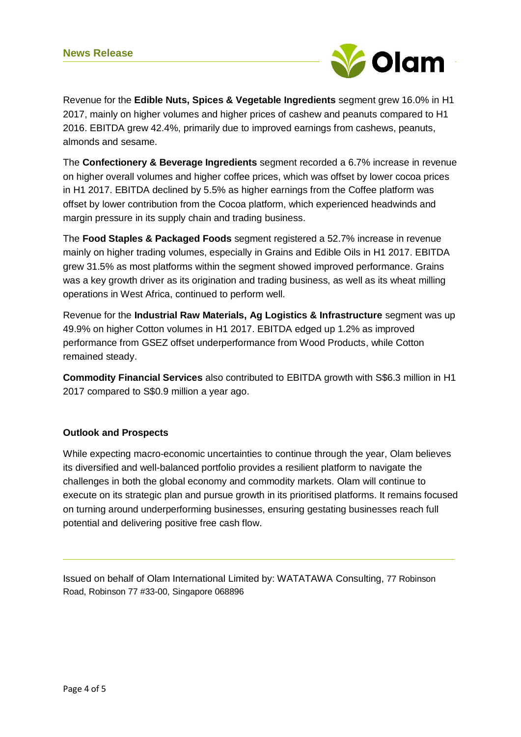Revenue for the **Edible Nuts, Spices & Vegetable Ingredients** segment grew 16.0% in H1 2017, mainly on higher volumes and higher prices of cashew and peanuts compared to H1 2016. EBITDA grew 42.4%, primarily due to improved earnings from cashews, peanuts, almonds and sesame.

The **Confectionery & Beverage Ingredients** segment recorded a 6.7% increase in revenue on higher overall volumes and higher coffee prices, which was offset by lower cocoa prices in H1 2017. EBITDA declined by 5.5% as higher earnings from the Coffee platform was offset by lower contribution from the Cocoa platform, which experienced headwinds and margin pressure in its supply chain and trading business.

The **Food Staples & Packaged Foods** segment registered a 52.7% increase in revenue mainly on higher trading volumes, especially in Grains and Edible Oils in H1 2017. EBITDA grew 31.5% as most platforms within the segment showed improved performance. Grains was a key growth driver as its origination and trading business, as well as its wheat milling operations in West Africa, continued to perform well.

Revenue for the **Industrial Raw Materials, Ag Logistics & Infrastructure** segment was up 49.9% on higher Cotton volumes in H1 2017. EBITDA edged up 1.2% as improved performance from GSEZ offset underperformance from Wood Products, while Cotton remained steady.

**Commodity Financial Services** also contributed to EBITDA growth with S$6.3 million in H1 2017 compared to S$0.9 million a year ago.

**Outlook and Prospects**

While expecting macro-economic uncertainties to continue through the year, Olam believes its diversified and well-balanced portfolio provides a resilient platform to navigate the challenges in both the global economy and commodity markets. Olam will continue to execute on its strategic plan and pursue growth in its prioritised platforms. It remains focused on turning around underperforming businesses, ensuring gestating businesses reach full potential and delivering positive free cash flow.

---

Issued on behalf of Olam International Limited by: WATATAWA Consulting, 77 Robinson Road, Robinson 77 #33-00, Singapore 068896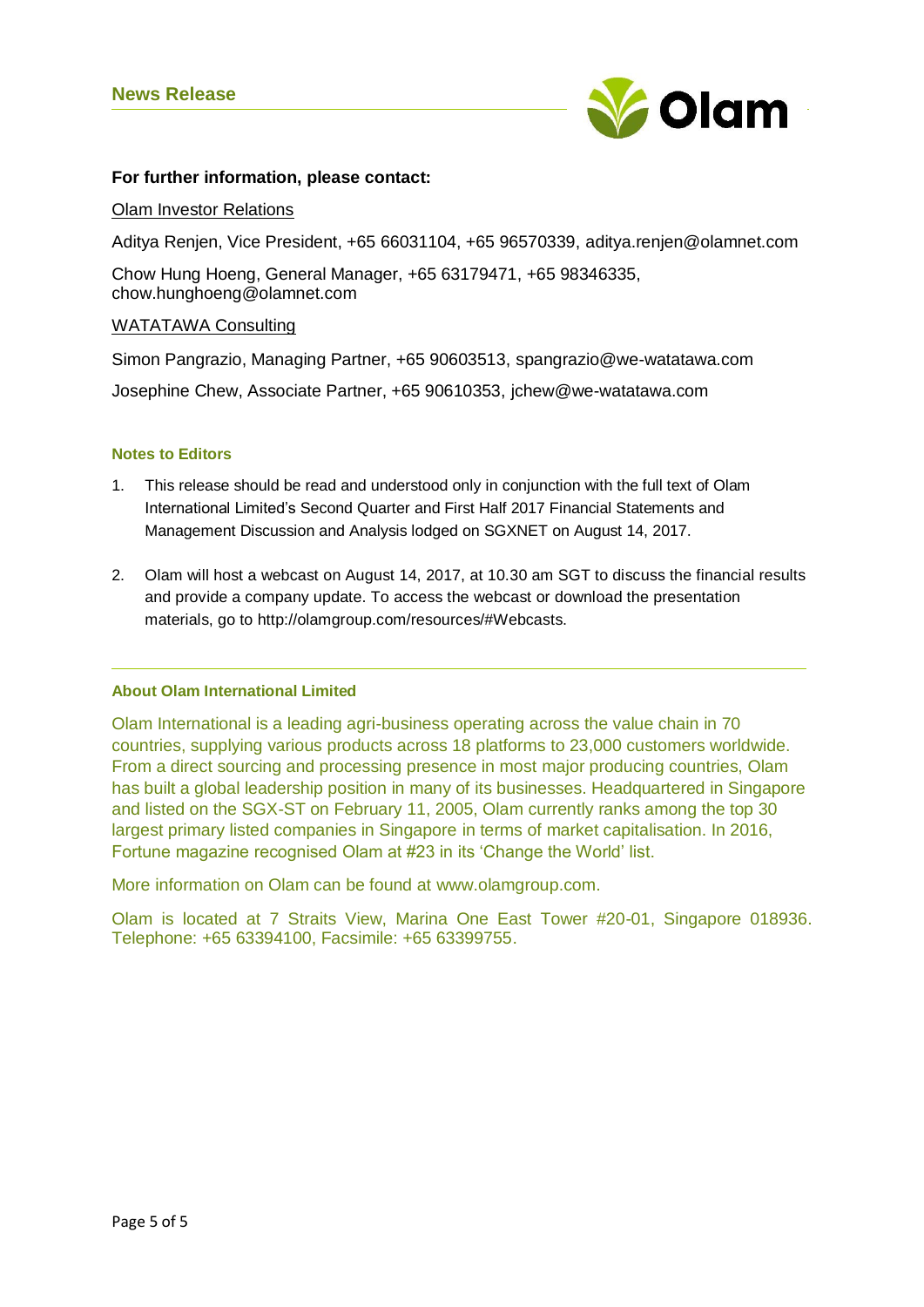**For further information, please contact:**

Olam Investor Relations

Aditya Renjen, Vice President, +65 66031104, +65 96570339, aditya.renjen@olamnet.com

Chow Hung Hoeng, General Manager, +65 63179471, +65 98346335, chow.hunghoeng@olamnet.com

WATATAWA Consulting

Simon Pangrazio, Managing Partner, +65 90603513, spangrazio@we-watatawa.com

Josephine Chew, Associate Partner, +65 90610353, jchew@we-watatawa.com

### Notes to Editors

1. This release should be read and understood only in conjunction with the full text of Olam International Limited's Second Quarter and First Half 2017 Financial Statements and Management Discussion and Analysis lodged on SGXNET on August 14, 2017.

2. Olam will host a webcast on August 14, 2017, at 10.30 am SGT to discuss the financial results and provide a company update. To access the webcast or download the presentation materials, go to http://olamgroup.com/resources/#Webcasts.

---

### About Olam International Limited

Olam International is a leading agri-business operating across the value chain in 70 countries, supplying various products across 18 platforms to 23,000 customers worldwide. From a direct sourcing and processing presence in most major producing countries, Olam has built a global leadership position in many of its businesses. Headquartered in Singapore and listed on the SGX-ST on February 11, 2005, Olam currently ranks among the top 30 largest primary listed companies in Singapore in terms of market capitalisation. In 2016, Fortune magazine recognised Olam at #23 in its 'Change the World' list.

More information on Olam can be found at www.olamgroup.com.

Olam is located at 7 Straits View, Marina One East Tower #20-01, Singapore 018936. Telephone: +65 63394100, Facsimile: +65 63399755.